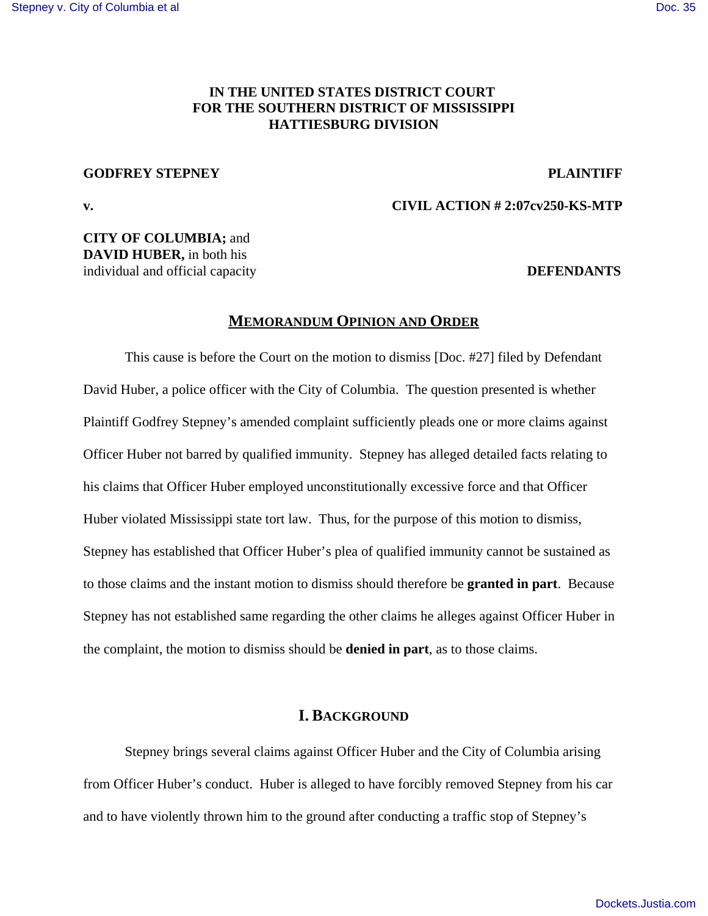**IN THE UNITED STATES DISTRICT COURT**
**FOR THE SOUTHERN DISTRICT OF MISSISSIPPI**
**HATTIESBURG DIVISION**

**GODFREY STEPNEY** **PLAINTIFF**

**v.** **CIVIL ACTION # 2:07cv250-KS-MTP**

**CITY OF COLUMBIA;** and
**DAVID HUBER,** in both his
individual and official capacity **DEFENDANTS**

# MEMORANDUM OPINION AND ORDER

This cause is before the Court on the motion to dismiss [Doc. #27] filed by Defendant David Huber, a police officer with the City of Columbia. The question presented is whether Plaintiff Godfrey Stepney's amended complaint sufficiently pleads one or more claims against Officer Huber not barred by qualified immunity. Stepney has alleged detailed facts relating to his claims that Officer Huber employed unconstitutionally excessive force and that Officer Huber violated Mississippi state tort law. Thus, for the purpose of this motion to dismiss, Stepney has established that Officer Huber's plea of qualified immunity cannot be sustained as to those claims and the instant motion to dismiss should therefore be **granted in part**. Because Stepney has not established same regarding the other claims he alleges against Officer Huber in the complaint, the motion to dismiss should be **denied in part**, as to those claims.

## I. BACKGROUND

Stepney brings several claims against Officer Huber and the City of Columbia arising from Officer Huber's conduct. Huber is alleged to have forcibly removed Stepney from his car and to have violently thrown him to the ground after conducting a traffic stop of Stepney's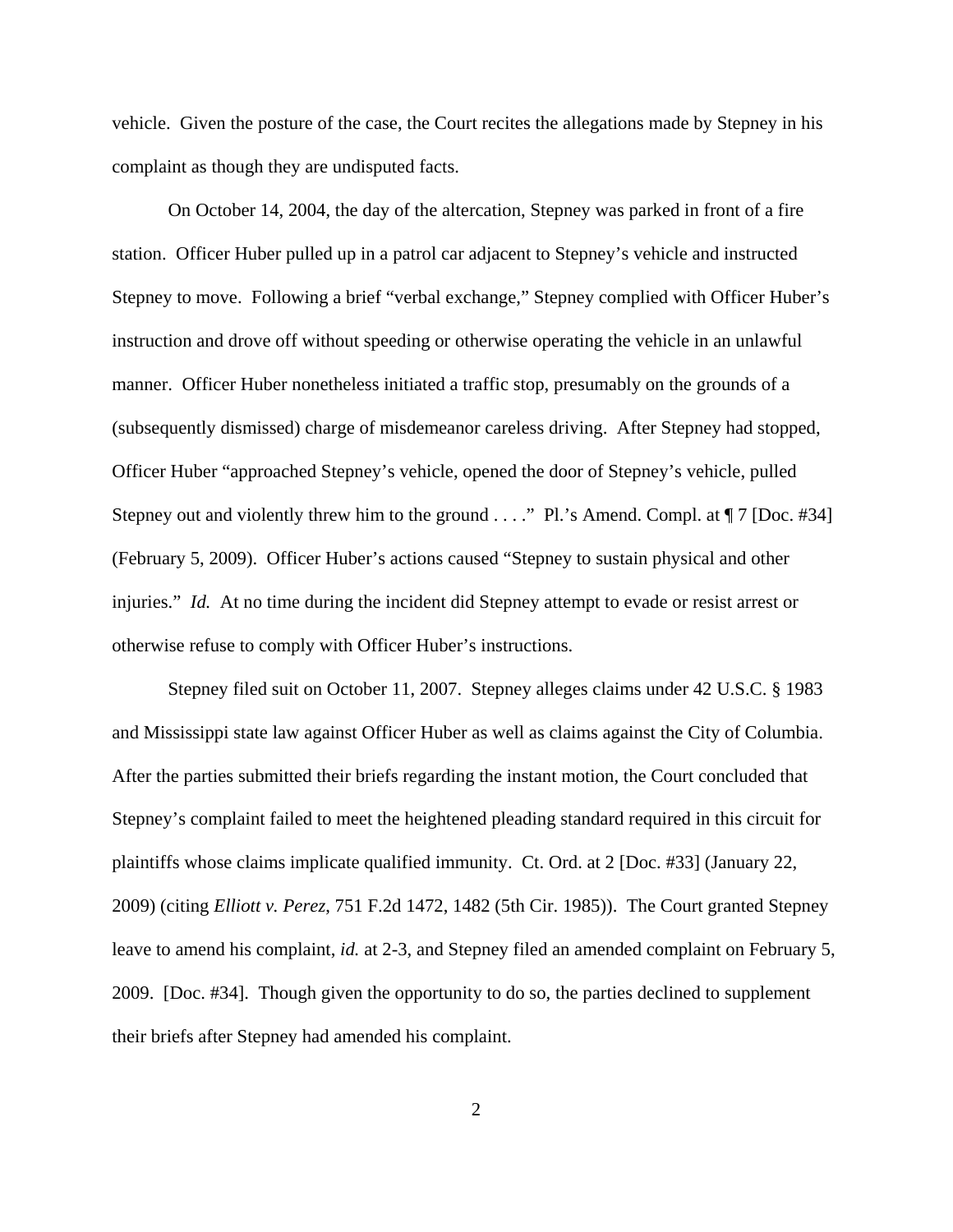vehicle. Given the posture of the case, the Court recites the allegations made by Stepney in his complaint as though they are undisputed facts.

On October 14, 2004, the day of the altercation, Stepney was parked in front of a fire station. Officer Huber pulled up in a patrol car adjacent to Stepney's vehicle and instructed Stepney to move. Following a brief "verbal exchange," Stepney complied with Officer Huber's instruction and drove off without speeding or otherwise operating the vehicle in an unlawful manner. Officer Huber nonetheless initiated a traffic stop, presumably on the grounds of a (subsequently dismissed) charge of misdemeanor careless driving. After Stepney had stopped, Officer Huber "approached Stepney's vehicle, opened the door of Stepney's vehicle, pulled Stepney out and violently threw him to the ground . . . ." Pl.'s Amend. Compl. at ¶ 7 [Doc. #34] (February 5, 2009). Officer Huber's actions caused "Stepney to sustain physical and other injuries." *Id.* At no time during the incident did Stepney attempt to evade or resist arrest or otherwise refuse to comply with Officer Huber's instructions.

Stepney filed suit on October 11, 2007. Stepney alleges claims under 42 U.S.C. § 1983 and Mississippi state law against Officer Huber as well as claims against the City of Columbia. After the parties submitted their briefs regarding the instant motion, the Court concluded that Stepney's complaint failed to meet the heightened pleading standard required in this circuit for plaintiffs whose claims implicate qualified immunity. Ct. Ord. at 2 [Doc. #33] (January 22, 2009) (citing *Elliott v. Perez*, 751 F.2d 1472, 1482 (5th Cir. 1985)). The Court granted Stepney leave to amend his complaint, *id.* at 2-3, and Stepney filed an amended complaint on February 5, 2009. [Doc. #34]. Though given the opportunity to do so, the parties declined to supplement their briefs after Stepney had amended his complaint.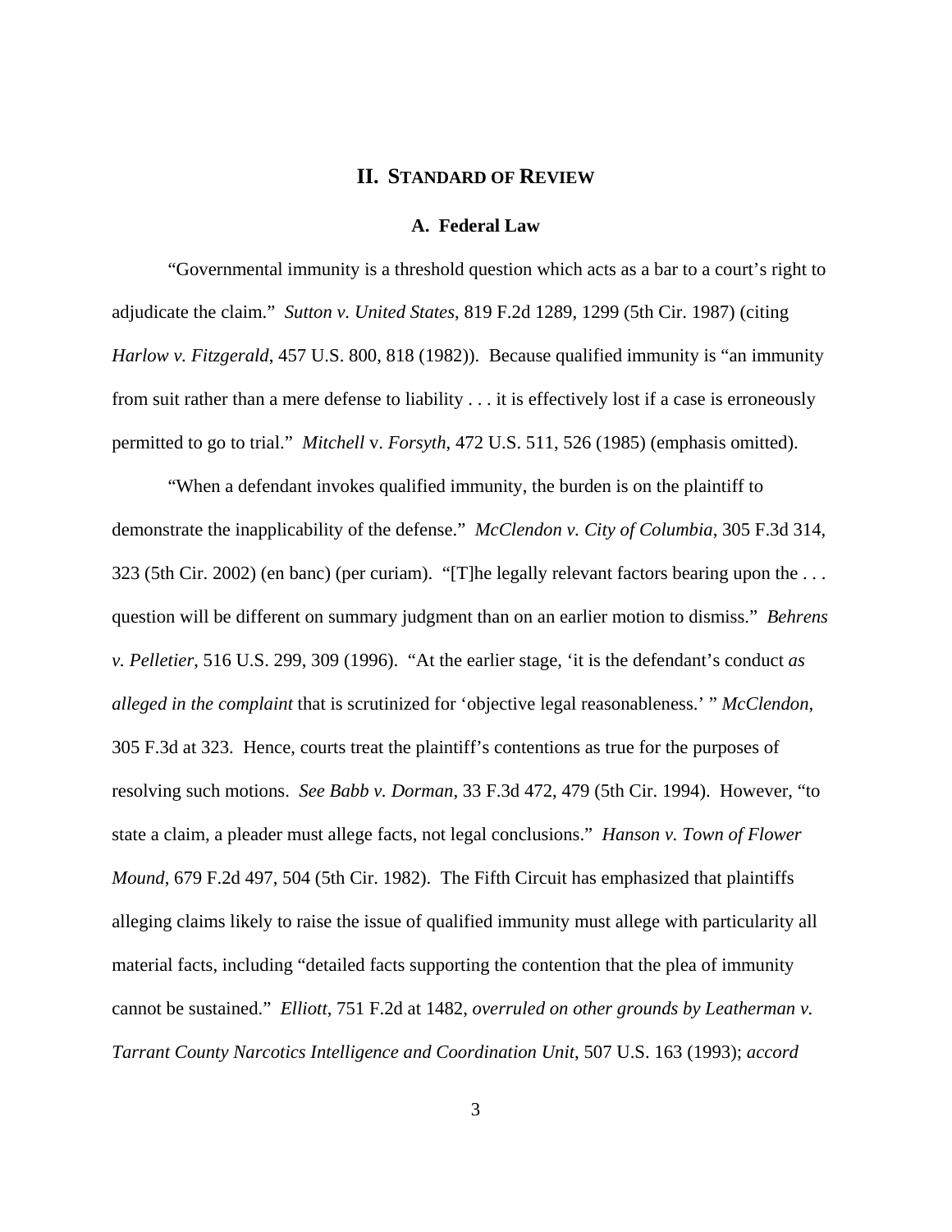## II. STANDARD OF REVIEW

### A. Federal Law

"Governmental immunity is a threshold question which acts as a bar to a court's right to adjudicate the claim." *Sutton v. United States*, 819 F.2d 1289, 1299 (5th Cir. 1987) (citing *Harlow v. Fitzgerald*, 457 U.S. 800, 818 (1982)). Because qualified immunity is "an immunity from suit rather than a mere defense to liability . . . it is effectively lost if a case is erroneously permitted to go to trial." *Mitchell* v. *Forsyth*, 472 U.S. 511, 526 (1985) (emphasis omitted).

"When a defendant invokes qualified immunity, the burden is on the plaintiff to demonstrate the inapplicability of the defense." *McClendon v. City of Columbia*, 305 F.3d 314, 323 (5th Cir. 2002) (en banc) (per curiam). "[T]he legally relevant factors bearing upon the . . . question will be different on summary judgment than on an earlier motion to dismiss." *Behrens v. Pelletier*, 516 U.S. 299, 309 (1996). "At the earlier stage, 'it is the defendant's conduct *as alleged in the complaint* that is scrutinized for 'objective legal reasonableness.' " *McClendon*, 305 F.3d at 323. Hence, courts treat the plaintiff's contentions as true for the purposes of resolving such motions. *See Babb v. Dorman*, 33 F.3d 472, 479 (5th Cir. 1994). However, "to state a claim, a pleader must allege facts, not legal conclusions." *Hanson v. Town of Flower Mound*, 679 F.2d 497, 504 (5th Cir. 1982). The Fifth Circuit has emphasized that plaintiffs alleging claims likely to raise the issue of qualified immunity must allege with particularity all material facts, including "detailed facts supporting the contention that the plea of immunity cannot be sustained." *Elliott*, 751 F.2d at 1482, *overruled on other grounds by Leatherman v. Tarrant County Narcotics Intelligence and Coordination Unit*, 507 U.S. 163 (1993); *accord*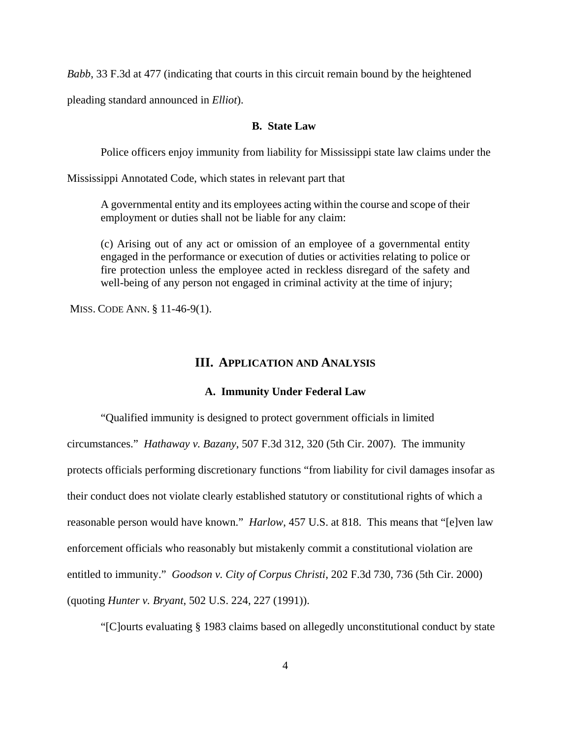*Babb*, 33 F.3d at 477 (indicating that courts in this circuit remain bound by the heightened pleading standard announced in *Elliot*).

### B. State Law

Police officers enjoy immunity from liability for Mississippi state law claims under the Mississippi Annotated Code, which states in relevant part that

> A governmental entity and its employees acting within the course and scope of their employment or duties shall not be liable for any claim:
>
> (c) Arising out of any act or omission of an employee of a governmental entity engaged in the performance or execution of duties or activities relating to police or fire protection unless the employee acted in reckless disregard of the safety and well-being of any person not engaged in criminal activity at the time of injury;

MISS. CODE ANN. § 11-46-9(1).

## III. APPLICATION AND ANALYSIS

### A. Immunity Under Federal Law

"Qualified immunity is designed to protect government officials in limited circumstances." *Hathaway v. Bazany*, 507 F.3d 312, 320 (5th Cir. 2007). The immunity protects officials performing discretionary functions "from liability for civil damages insofar as their conduct does not violate clearly established statutory or constitutional rights of which a reasonable person would have known." *Harlow*, 457 U.S. at 818. This means that "[e]ven law enforcement officials who reasonably but mistakenly commit a constitutional violation are entitled to immunity." *Goodson v. City of Corpus Christi*, 202 F.3d 730, 736 (5th Cir. 2000) (quoting *Hunter v. Bryant*, 502 U.S. 224, 227 (1991)).

"[C]ourts evaluating § 1983 claims based on allegedly unconstitutional conduct by state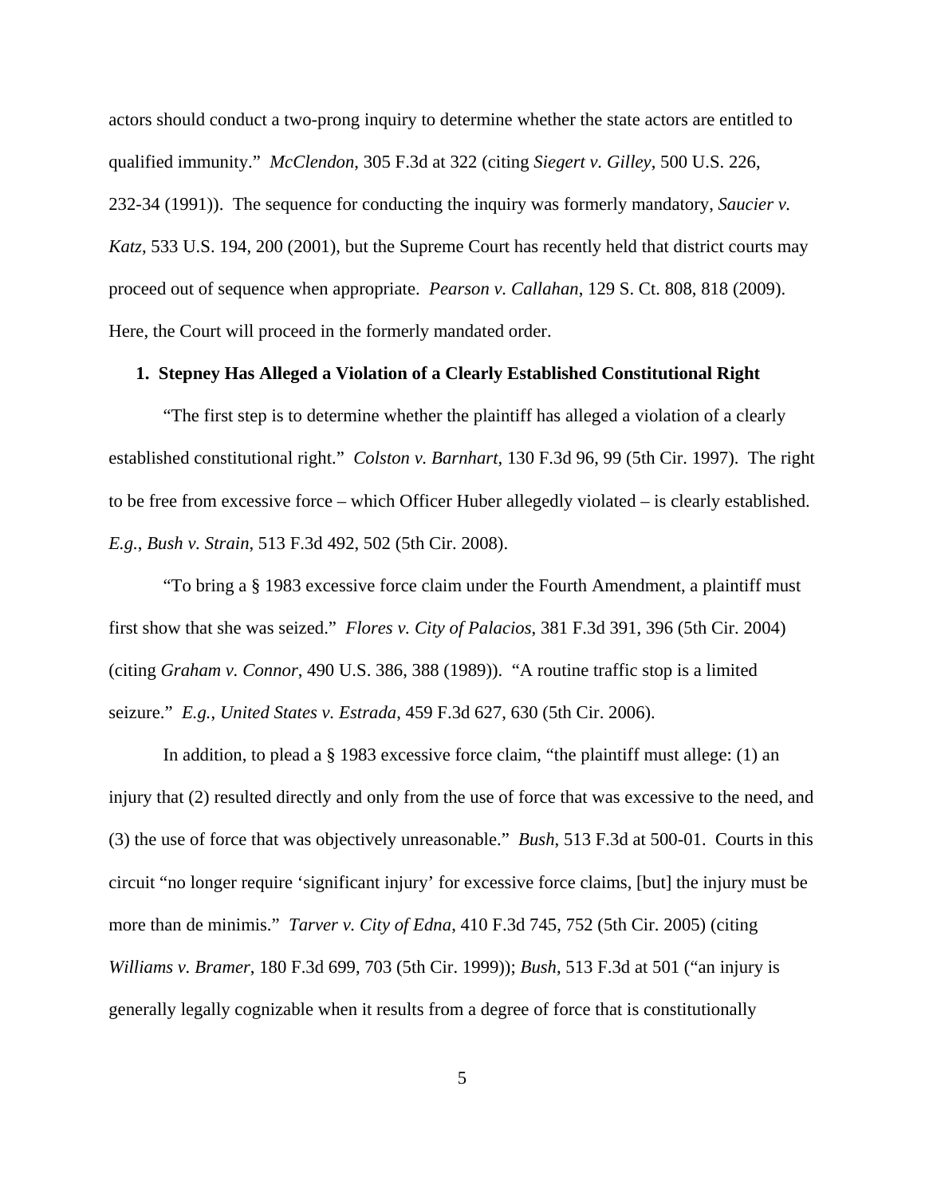actors should conduct a two-prong inquiry to determine whether the state actors are entitled to qualified immunity." *McClendon*, 305 F.3d at 322 (citing *Siegert v. Gilley*, 500 U.S. 226, 232-34 (1991)). The sequence for conducting the inquiry was formerly mandatory, *Saucier v. Katz*, 533 U.S. 194, 200 (2001), but the Supreme Court has recently held that district courts may proceed out of sequence when appropriate. *Pearson v. Callahan*, 129 S. Ct. 808, 818 (2009). Here, the Court will proceed in the formerly mandated order.

**1. Stepney Has Alleged a Violation of a Clearly Established Constitutional Right**

"The first step is to determine whether the plaintiff has alleged a violation of a clearly established constitutional right." *Colston v. Barnhart*, 130 F.3d 96, 99 (5th Cir. 1997). The right to be free from excessive force – which Officer Huber allegedly violated – is clearly established. *E.g.*, *Bush v. Strain*, 513 F.3d 492, 502 (5th Cir. 2008).

"To bring a § 1983 excessive force claim under the Fourth Amendment, a plaintiff must first show that she was seized." *Flores v. City of Palacios*, 381 F.3d 391, 396 (5th Cir. 2004) (citing *Graham v. Connor*, 490 U.S. 386, 388 (1989)). "A routine traffic stop is a limited seizure." *E.g.*, *United States v. Estrada*, 459 F.3d 627, 630 (5th Cir. 2006).

In addition, to plead a § 1983 excessive force claim, "the plaintiff must allege: (1) an injury that (2) resulted directly and only from the use of force that was excessive to the need, and (3) the use of force that was objectively unreasonable." *Bush*, 513 F.3d at 500-01. Courts in this circuit "no longer require 'significant injury' for excessive force claims, [but] the injury must be more than de minimis." *Tarver v. City of Edna*, 410 F.3d 745, 752 (5th Cir. 2005) (citing *Williams v. Bramer*, 180 F.3d 699, 703 (5th Cir. 1999)); *Bush*, 513 F.3d at 501 ("an injury is generally legally cognizable when it results from a degree of force that is constitutionally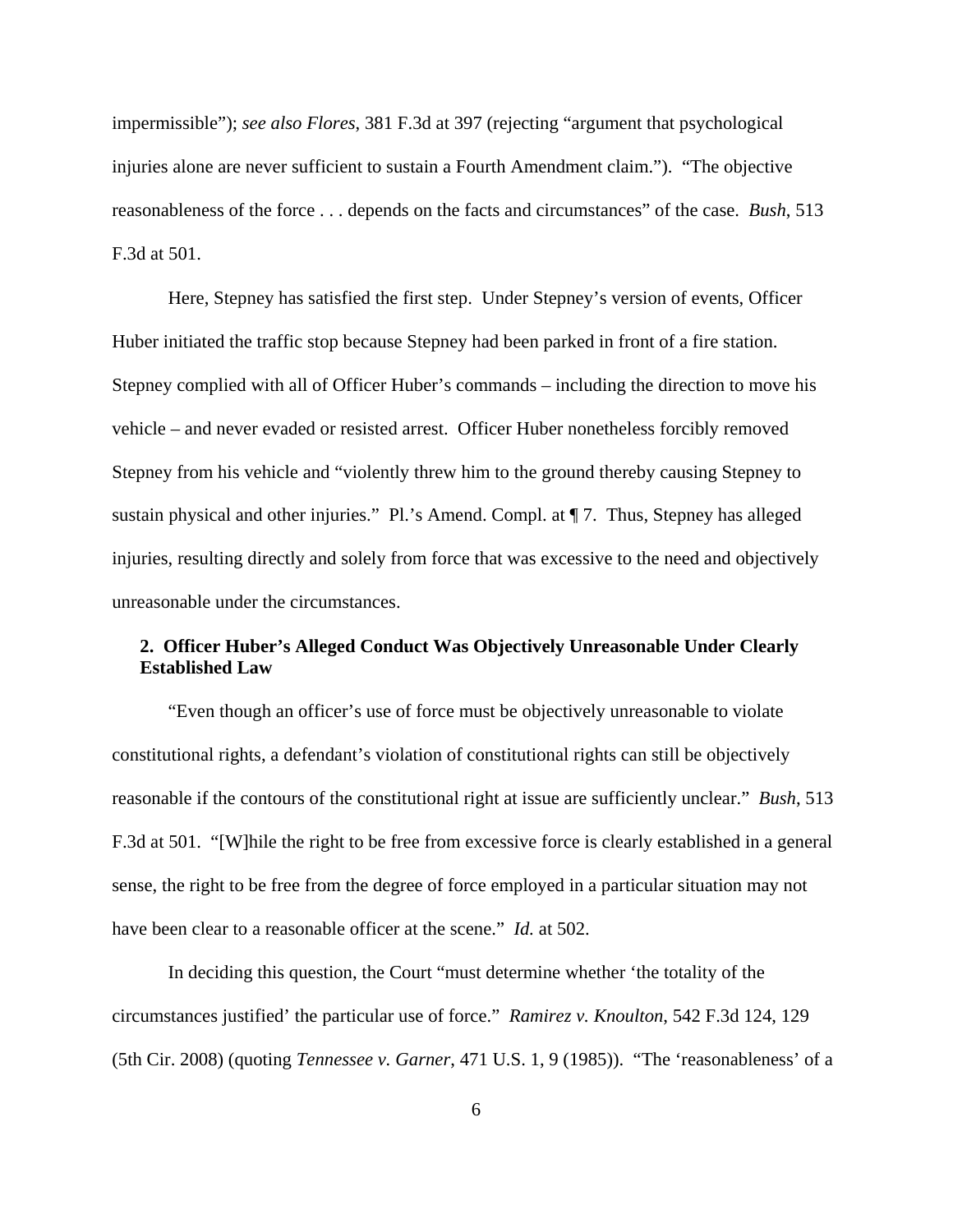impermissible"); *see also Flores*, 381 F.3d at 397 (rejecting "argument that psychological injuries alone are never sufficient to sustain a Fourth Amendment claim."). "The objective reasonableness of the force . . . depends on the facts and circumstances" of the case. *Bush*, 513 F.3d at 501.

Here, Stepney has satisfied the first step. Under Stepney's version of events, Officer Huber initiated the traffic stop because Stepney had been parked in front of a fire station. Stepney complied with all of Officer Huber's commands – including the direction to move his vehicle – and never evaded or resisted arrest. Officer Huber nonetheless forcibly removed Stepney from his vehicle and "violently threw him to the ground thereby causing Stepney to sustain physical and other injuries." Pl.'s Amend. Compl. at ¶ 7. Thus, Stepney has alleged injuries, resulting directly and solely from force that was excessive to the need and objectively unreasonable under the circumstances.

### 2. Officer Huber's Alleged Conduct Was Objectively Unreasonable Under Clearly Established Law

"Even though an officer's use of force must be objectively unreasonable to violate constitutional rights, a defendant's violation of constitutional rights can still be objectively reasonable if the contours of the constitutional right at issue are sufficiently unclear." *Bush*, 513 F.3d at 501. "[W]hile the right to be free from excessive force is clearly established in a general sense, the right to be free from the degree of force employed in a particular situation may not have been clear to a reasonable officer at the scene." *Id.* at 502.

In deciding this question, the Court "must determine whether 'the totality of the circumstances justified' the particular use of force." *Ramirez v. Knoulton*, 542 F.3d 124, 129 (5th Cir. 2008) (quoting *Tennessee v. Garner*, 471 U.S. 1, 9 (1985)). "The 'reasonableness' of a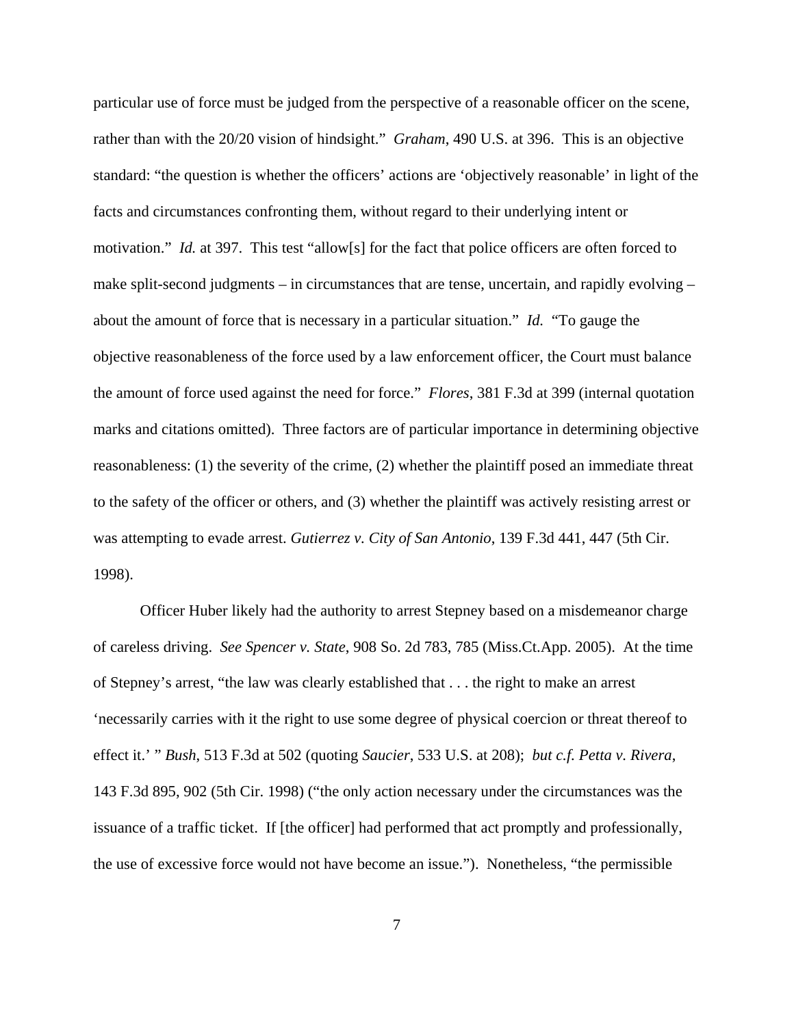particular use of force must be judged from the perspective of a reasonable officer on the scene, rather than with the 20/20 vision of hindsight." *Graham*, 490 U.S. at 396. This is an objective standard: "the question is whether the officers' actions are 'objectively reasonable' in light of the facts and circumstances confronting them, without regard to their underlying intent or motivation." *Id.* at 397. This test "allow[s] for the fact that police officers are often forced to make split-second judgments – in circumstances that are tense, uncertain, and rapidly evolving – about the amount of force that is necessary in a particular situation." *Id.* "To gauge the objective reasonableness of the force used by a law enforcement officer, the Court must balance the amount of force used against the need for force." *Flores*, 381 F.3d at 399 (internal quotation marks and citations omitted). Three factors are of particular importance in determining objective reasonableness: (1) the severity of the crime, (2) whether the plaintiff posed an immediate threat to the safety of the officer or others, and (3) whether the plaintiff was actively resisting arrest or was attempting to evade arrest. *Gutierrez v. City of San Antonio*, 139 F.3d 441, 447 (5th Cir. 1998).

Officer Huber likely had the authority to arrest Stepney based on a misdemeanor charge of careless driving. *See Spencer v. State*, 908 So. 2d 783, 785 (Miss.Ct.App. 2005). At the time of Stepney's arrest, "the law was clearly established that . . . the right to make an arrest 'necessarily carries with it the right to use some degree of physical coercion or threat thereof to effect it.' " *Bush*, 513 F.3d at 502 (quoting *Saucier*, 533 U.S. at 208); *but c.f. Petta v. Rivera*, 143 F.3d 895, 902 (5th Cir. 1998) ("the only action necessary under the circumstances was the issuance of a traffic ticket. If [the officer] had performed that act promptly and professionally, the use of excessive force would not have become an issue."). Nonetheless, "the permissible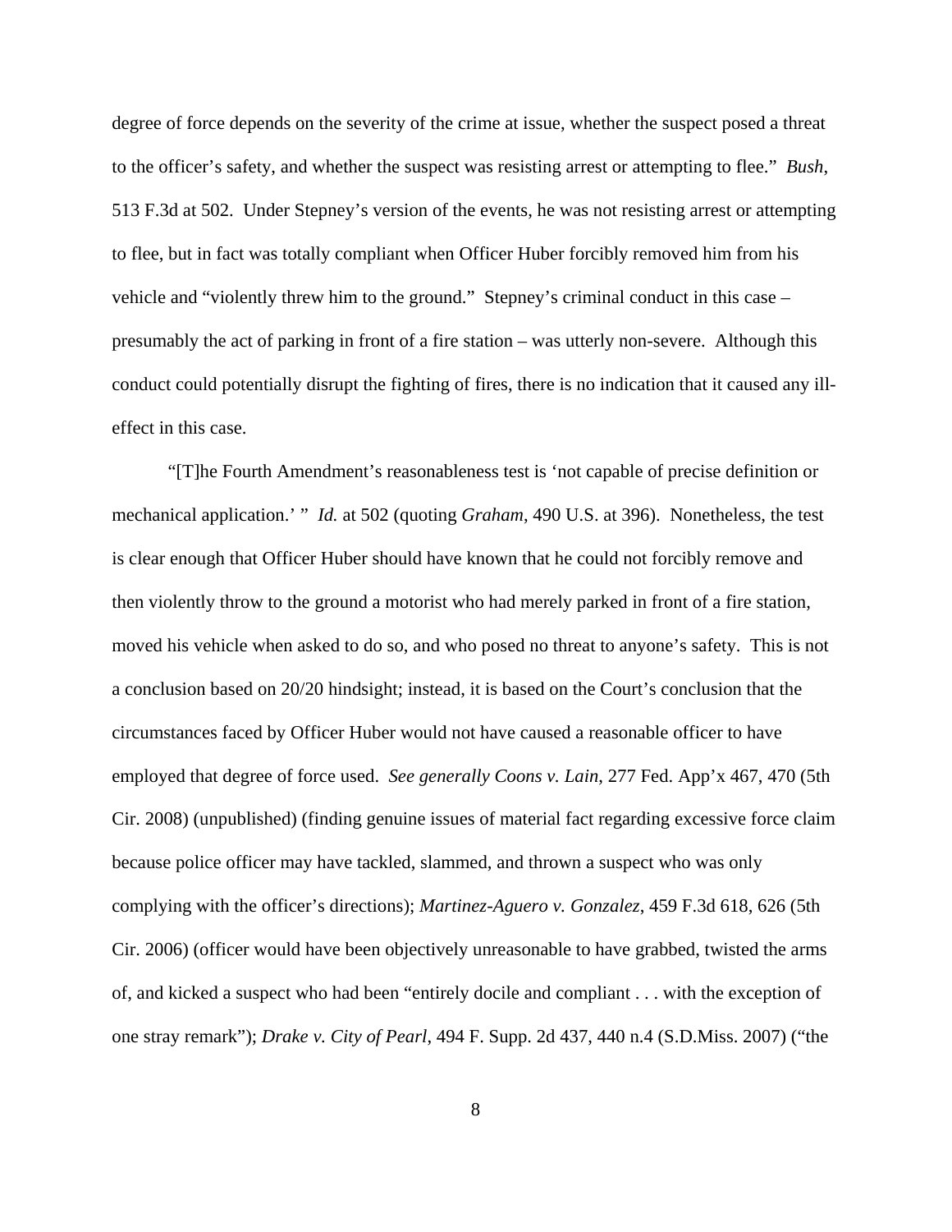degree of force depends on the severity of the crime at issue, whether the suspect posed a threat to the officer's safety, and whether the suspect was resisting arrest or attempting to flee." *Bush*, 513 F.3d at 502. Under Stepney's version of the events, he was not resisting arrest or attempting to flee, but in fact was totally compliant when Officer Huber forcibly removed him from his vehicle and "violently threw him to the ground." Stepney's criminal conduct in this case – presumably the act of parking in front of a fire station – was utterly non-severe. Although this conduct could potentially disrupt the fighting of fires, there is no indication that it caused any ill-effect in this case.

"[T]he Fourth Amendment's reasonableness test is 'not capable of precise definition or mechanical application.' " *Id.* at 502 (quoting *Graham*, 490 U.S. at 396). Nonetheless, the test is clear enough that Officer Huber should have known that he could not forcibly remove and then violently throw to the ground a motorist who had merely parked in front of a fire station, moved his vehicle when asked to do so, and who posed no threat to anyone's safety. This is not a conclusion based on 20/20 hindsight; instead, it is based on the Court's conclusion that the circumstances faced by Officer Huber would not have caused a reasonable officer to have employed that degree of force used. *See generally Coons v. Lain*, 277 Fed. App'x 467, 470 (5th Cir. 2008) (unpublished) (finding genuine issues of material fact regarding excessive force claim because police officer may have tackled, slammed, and thrown a suspect who was only complying with the officer's directions); *Martinez-Aguero v. Gonzalez*, 459 F.3d 618, 626 (5th Cir. 2006) (officer would have been objectively unreasonable to have grabbed, twisted the arms of, and kicked a suspect who had been "entirely docile and compliant . . . with the exception of one stray remark"); *Drake v. City of Pearl*, 494 F. Supp. 2d 437, 440 n.4 (S.D.Miss. 2007) ("the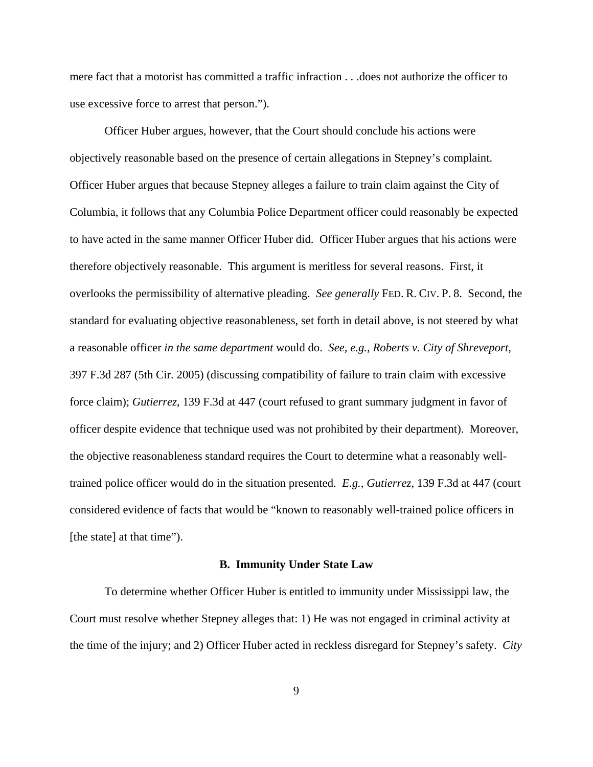mere fact that a motorist has committed a traffic infraction . . .does not authorize the officer to use excessive force to arrest that person.").

Officer Huber argues, however, that the Court should conclude his actions were objectively reasonable based on the presence of certain allegations in Stepney's complaint. Officer Huber argues that because Stepney alleges a failure to train claim against the City of Columbia, it follows that any Columbia Police Department officer could reasonably be expected to have acted in the same manner Officer Huber did. Officer Huber argues that his actions were therefore objectively reasonable. This argument is meritless for several reasons. First, it overlooks the permissibility of alternative pleading. *See generally* FED. R. CIV. P. 8. Second, the standard for evaluating objective reasonableness, set forth in detail above, is not steered by what a reasonable officer *in the same department* would do. *See, e.g.*, *Roberts v. City of Shreveport*, 397 F.3d 287 (5th Cir. 2005) (discussing compatibility of failure to train claim with excessive force claim); *Gutierrez*, 139 F.3d at 447 (court refused to grant summary judgment in favor of officer despite evidence that technique used was not prohibited by their department). Moreover, the objective reasonableness standard requires the Court to determine what a reasonably well-trained police officer would do in the situation presented. *E.g.*, *Gutierrez*, 139 F.3d at 447 (court considered evidence of facts that would be "known to reasonably well-trained police officers in [the state] at that time").

## B. Immunity Under State Law

To determine whether Officer Huber is entitled to immunity under Mississippi law, the Court must resolve whether Stepney alleges that: 1) He was not engaged in criminal activity at the time of the injury; and 2) Officer Huber acted in reckless disregard for Stepney's safety. *City*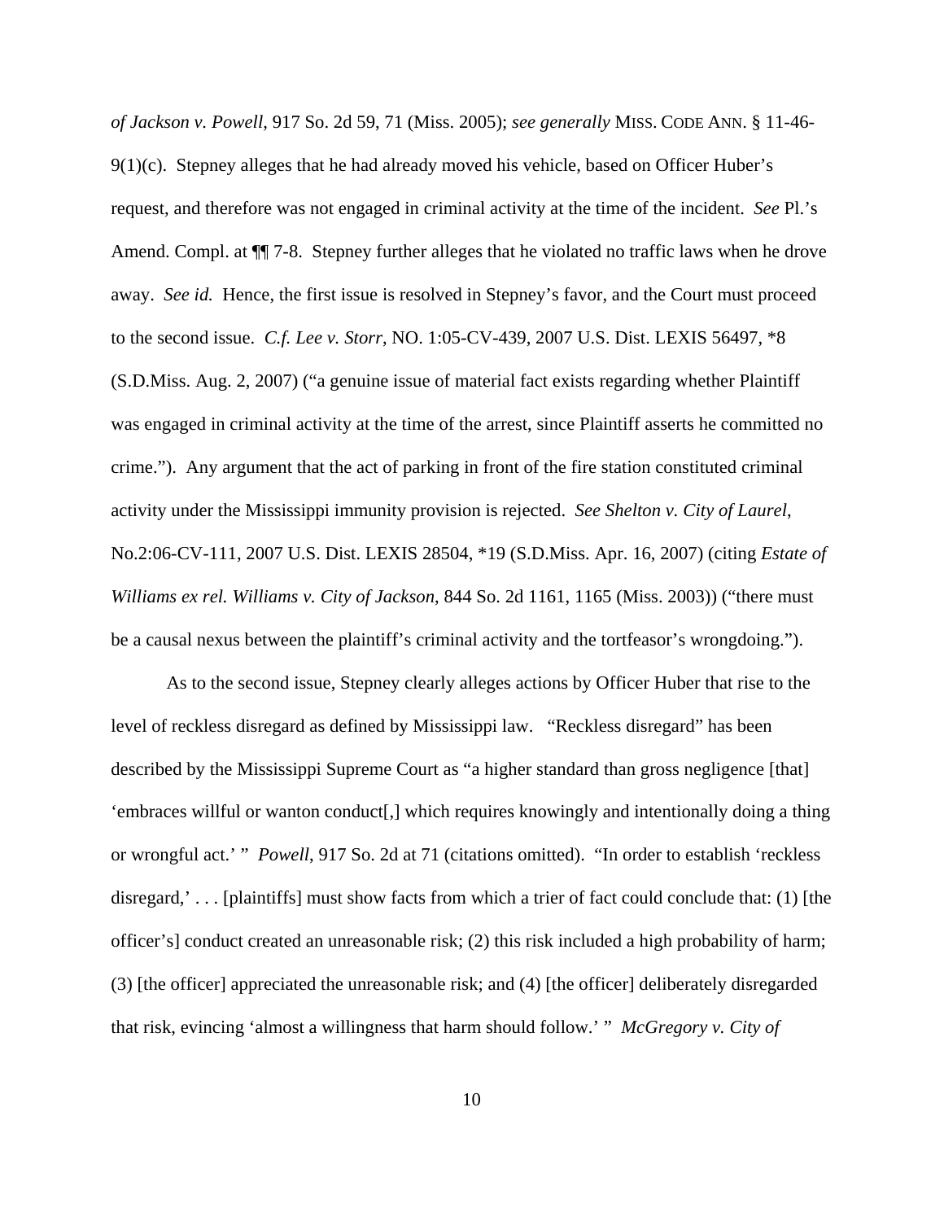*of Jackson v. Powell*, 917 So. 2d 59, 71 (Miss. 2005); *see generally* MISS. CODE ANN. § 11-46-9(1)(c). Stepney alleges that he had already moved his vehicle, based on Officer Huber's request, and therefore was not engaged in criminal activity at the time of the incident. *See* Pl.'s Amend. Compl. at ¶¶ 7-8. Stepney further alleges that he violated no traffic laws when he drove away. *See id.* Hence, the first issue is resolved in Stepney's favor, and the Court must proceed to the second issue. *C.f. Lee v. Storr*, NO. 1:05-CV-439, 2007 U.S. Dist. LEXIS 56497, *8 (S.D.Miss. Aug. 2, 2007) ("a genuine issue of material fact exists regarding whether Plaintiff was engaged in criminal activity at the time of the arrest, since Plaintiff asserts he committed no crime."). Any argument that the act of parking in front of the fire station constituted criminal activity under the Mississippi immunity provision is rejected. *See Shelton v. City of Laurel*, No.2:06-CV-111, 2007 U.S. Dist. LEXIS 28504, *19 (S.D.Miss. Apr. 16, 2007) (citing *Estate of Williams ex rel. Williams v. City of Jackson*, 844 So. 2d 1161, 1165 (Miss. 2003)) ("there must be a causal nexus between the plaintiff's criminal activity and the tortfeasor's wrongdoing.").

As to the second issue, Stepney clearly alleges actions by Officer Huber that rise to the level of reckless disregard as defined by Mississippi law. "Reckless disregard" has been described by the Mississippi Supreme Court as "a higher standard than gross negligence [that] 'embraces willful or wanton conduct[,] which requires knowingly and intentionally doing a thing or wrongful act.' " *Powell*, 917 So. 2d at 71 (citations omitted). "In order to establish 'reckless disregard,' . . . [plaintiffs] must show facts from which a trier of fact could conclude that: (1) [the officer's] conduct created an unreasonable risk; (2) this risk included a high probability of harm; (3) [the officer] appreciated the unreasonable risk; and (4) [the officer] deliberately disregarded that risk, evincing 'almost a willingness that harm should follow.' " *McGregory v. City of*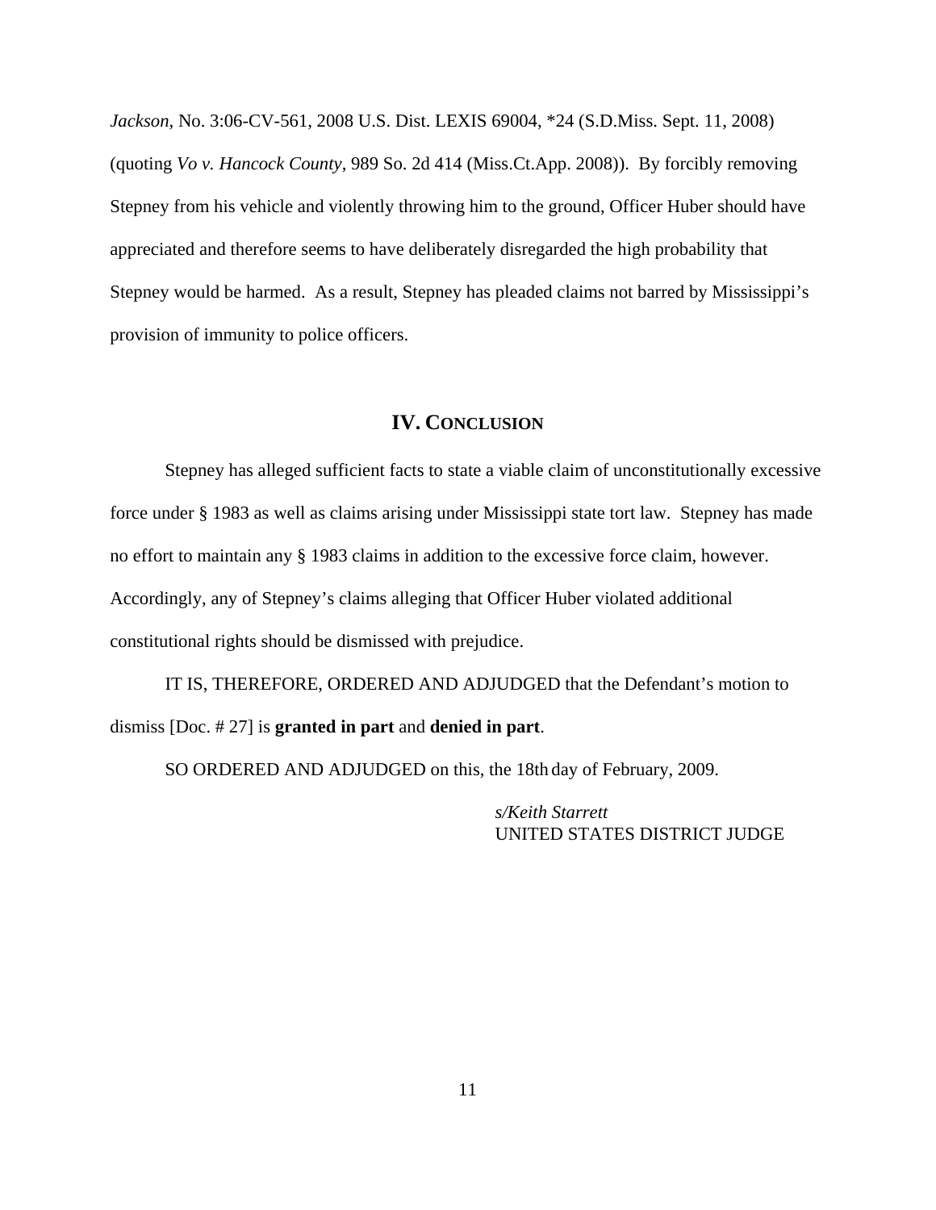*Jackson*, No. 3:06-CV-561, 2008 U.S. Dist. LEXIS 69004, *24 (S.D.Miss. Sept. 11, 2008) (quoting *Vo v. Hancock County*, 989 So. 2d 414 (Miss.Ct.App. 2008)). By forcibly removing Stepney from his vehicle and violently throwing him to the ground, Officer Huber should have appreciated and therefore seems to have deliberately disregarded the high probability that Stepney would be harmed. As a result, Stepney has pleaded claims not barred by Mississippi's provision of immunity to police officers.

## IV. CONCLUSION

Stepney has alleged sufficient facts to state a viable claim of unconstitutionally excessive force under § 1983 as well as claims arising under Mississippi state tort law. Stepney has made no effort to maintain any § 1983 claims in addition to the excessive force claim, however. Accordingly, any of Stepney's claims alleging that Officer Huber violated additional constitutional rights should be dismissed with prejudice.

IT IS, THEREFORE, ORDERED AND ADJUDGED that the Defendant's motion to dismiss [Doc. # 27] is **granted in part** and **denied in part**.

SO ORDERED AND ADJUDGED on this, the 18th day of February, 2009.

*s/Keith Starrett*
UNITED STATES DISTRICT JUDGE